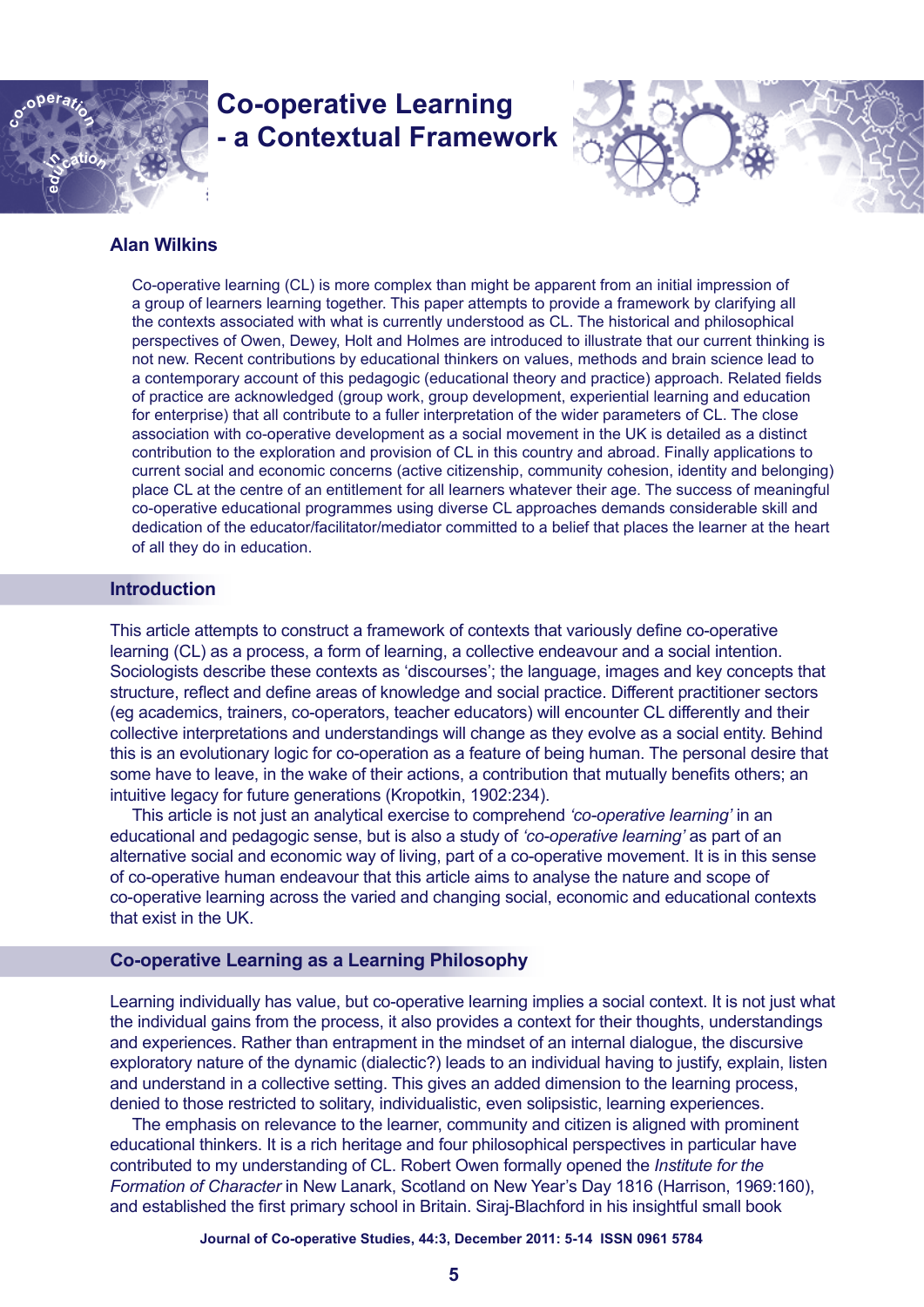# Co-operative Learning - a Contextual Framework

**Alan Wilkins**

Co-operative learning (CL) is more complex than might be apparent from an initial impression of a group of learners learning together. This paper attempts to provide a framework by clarifying all the contexts associated with what is currently understood as CL. The historical and philosophical perspectives of Owen, Dewey, Holt and Holmes are introduced to illustrate that our current thinking is not new. Recent contributions by educational thinkers on values, methods and brain science lead to a contemporary account of this pedagogic (educational theory and practice) approach. Related fields of practice are acknowledged (group work, group development, experiential learning and education for enterprise) that all contribute to a fuller interpretation of the wider parameters of CL. The close association with co-operative development as a social movement in the UK is detailed as a distinct contribution to the exploration and provision of CL in this country and abroad. Finally applications to current social and economic concerns (active citizenship, community cohesion, identity and belonging) place CL at the centre of an entitlement for all learners whatever their age. The success of meaningful co-operative educational programmes using diverse CL approaches demands considerable skill and dedication of the educator/facilitator/mediator committed to a belief that places the learner at the heart of all they do in education.

## Introduction

This article attempts to construct a framework of contexts that variously define co-operative learning (CL) as a process, a form of learning, a collective endeavour and a social intention. Sociologists describe these contexts as 'discourses'; the language, images and key concepts that structure, reflect and define areas of knowledge and social practice. Different practitioner sectors (eg academics, trainers, co-operators, teacher educators) will encounter CL differently and their collective interpretations and understandings will change as they evolve as a social entity. Behind this is an evolutionary logic for co-operation as a feature of being human. The personal desire that some have to leave, in the wake of their actions, a contribution that mutually benefits others; an intuitive legacy for future generations (Kropotkin, 1902:234).

This article is not just an analytical exercise to comprehend *'co-operative learning'* in an educational and pedagogic sense, but is also a study of *'co-operative learning'* as part of an alternative social and economic way of living, part of a co-operative movement. It is in this sense of co-operative human endeavour that this article aims to analyse the nature and scope of co-operative learning across the varied and changing social, economic and educational contexts that exist in the UK.

## Co-operative Learning as a Learning Philosophy

Learning individually has value, but co-operative learning implies a social context. It is not just what the individual gains from the process, it also provides a context for their thoughts, understandings and experiences. Rather than entrapment in the mindset of an internal dialogue, the discursive exploratory nature of the dynamic (dialectic?) leads to an individual having to justify, explain, listen and understand in a collective setting. This gives an added dimension to the learning process, denied to those restricted to solitary, individualistic, even solipsistic, learning experiences.

The emphasis on relevance to the learner, community and citizen is aligned with prominent educational thinkers. It is a rich heritage and four philosophical perspectives in particular have contributed to my understanding of CL. Robert Owen formally opened the *Institute for the Formation of Character* in New Lanark, Scotland on New Year's Day 1816 (Harrison, 1969:160), and established the first primary school in Britain. Siraj-Blachford in his insightful small book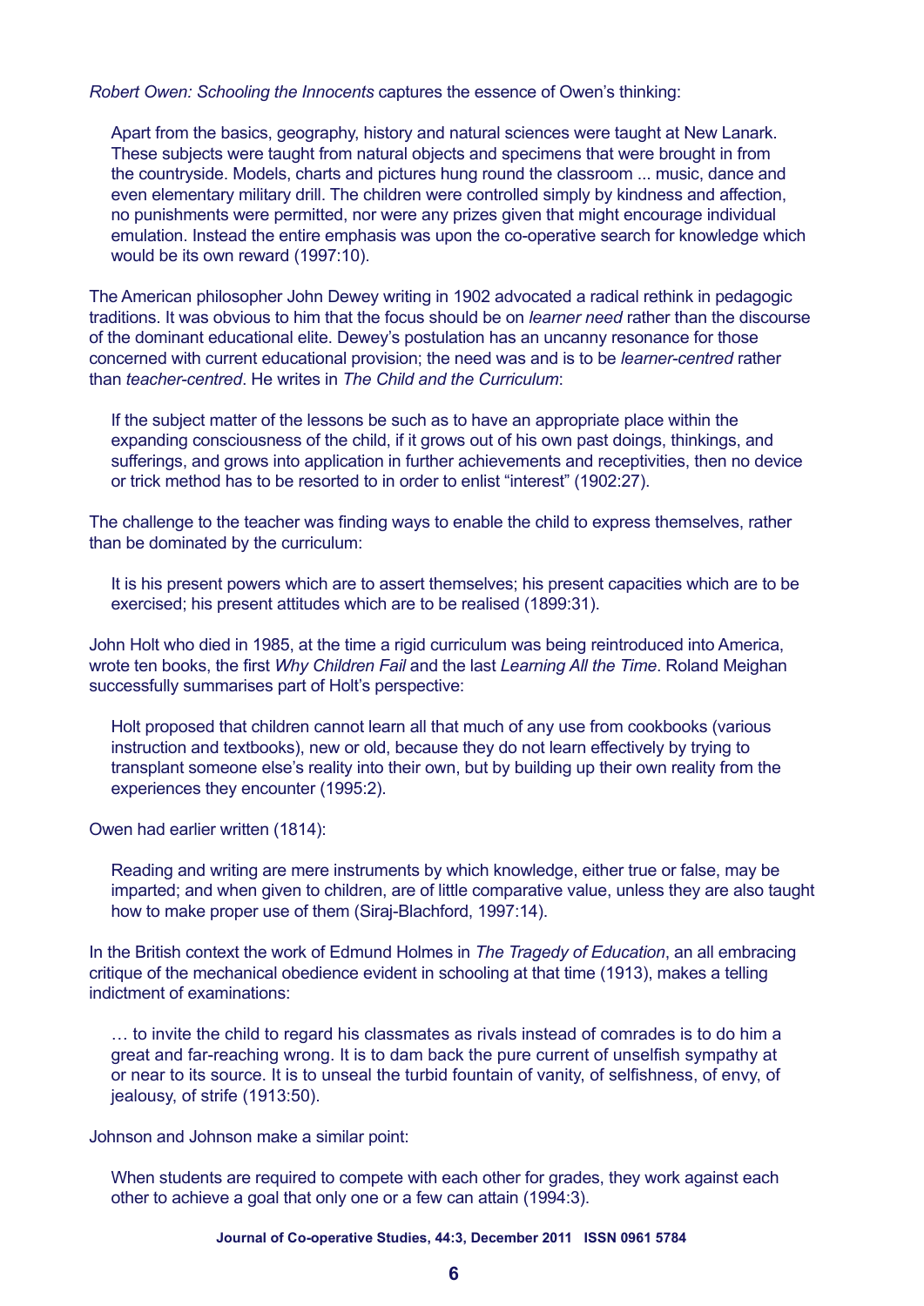*Robert Owen: Schooling the Innocents* captures the essence of Owen's thinking:

> Apart from the basics, geography, history and natural sciences were taught at New Lanark. These subjects were taught from natural objects and specimens that were brought in from the countryside. Models, charts and pictures hung round the classroom ... music, dance and even elementary military drill. The children were controlled simply by kindness and affection, no punishments were permitted, nor were any prizes given that might encourage individual emulation. Instead the entire emphasis was upon the co-operative search for knowledge which would be its own reward (1997:10).

The American philosopher John Dewey writing in 1902 advocated a radical rethink in pedagogic traditions. It was obvious to him that the focus should be on *learner need* rather than the discourse of the dominant educational elite. Dewey's postulation has an uncanny resonance for those concerned with current educational provision; the need was and is to be *learner-centred* rather than *teacher-centred*. He writes in *The Child and the Curriculum*:

> If the subject matter of the lessons be such as to have an appropriate place within the expanding consciousness of the child, if it grows out of his own past doings, thinkings, and sufferings, and grows into application in further achievements and receptivities, then no device or trick method has to be resorted to in order to enlist "interest" (1902:27).

The challenge to the teacher was finding ways to enable the child to express themselves, rather than be dominated by the curriculum:

> It is his present powers which are to assert themselves; his present capacities which are to be exercised; his present attitudes which are to be realised (1899:31).

John Holt who died in 1985, at the time a rigid curriculum was being reintroduced into America, wrote ten books, the first *Why Children Fail* and the last *Learning All the Time*. Roland Meighan successfully summarises part of Holt's perspective:

> Holt proposed that children cannot learn all that much of any use from cookbooks (various instruction and textbooks), new or old, because they do not learn effectively by trying to transplant someone else's reality into their own, but by building up their own reality from the experiences they encounter (1995:2).

Owen had earlier written (1814):

> Reading and writing are mere instruments by which knowledge, either true or false, may be imparted; and when given to children, are of little comparative value, unless they are also taught how to make proper use of them (Siraj-Blachford, 1997:14).

In the British context the work of Edmund Holmes in *The Tragedy of Education*, an all embracing critique of the mechanical obedience evident in schooling at that time (1913), makes a telling indictment of examinations:

> … to invite the child to regard his classmates as rivals instead of comrades is to do him a great and far-reaching wrong. It is to dam back the pure current of unselfish sympathy at or near to its source. It is to unseal the turbid fountain of vanity, of selfishness, of envy, of jealousy, of strife (1913:50).

Johnson and Johnson make a similar point:

> When students are required to compete with each other for grades, they work against each other to achieve a goal that only one or a few can attain (1994:3).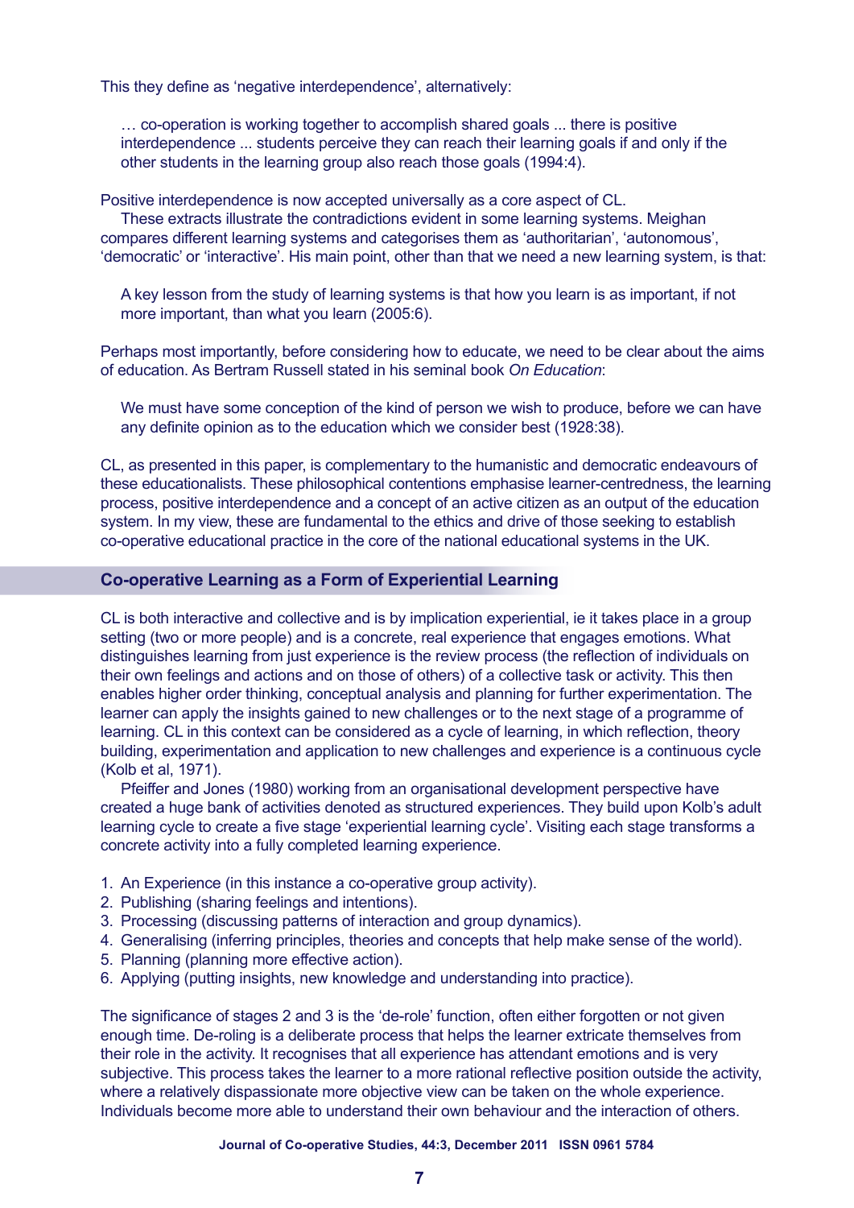This they define as 'negative interdependence', alternatively:

> … co-operation is working together to accomplish shared goals ... there is positive interdependence ... students perceive they can reach their learning goals if and only if the other students in the learning group also reach those goals (1994:4).

Positive interdependence is now accepted universally as a core aspect of CL.

These extracts illustrate the contradictions evident in some learning systems. Meighan compares different learning systems and categorises them as 'authoritarian', 'autonomous', 'democratic' or 'interactive'. His main point, other than that we need a new learning system, is that:

> A key lesson from the study of learning systems is that how you learn is as important, if not more important, than what you learn (2005:6).

Perhaps most importantly, before considering how to educate, we need to be clear about the aims of education. As Bertram Russell stated in his seminal book *On Education*:

> We must have some conception of the kind of person we wish to produce, before we can have any definite opinion as to the education which we consider best (1928:38).

CL, as presented in this paper, is complementary to the humanistic and democratic endeavours of these educationalists. These philosophical contentions emphasise learner-centredness, the learning process, positive interdependence and a concept of an active citizen as an output of the education system. In my view, these are fundamental to the ethics and drive of those seeking to establish co-operative educational practice in the core of the national educational systems in the UK.

## Co-operative Learning as a Form of Experiential Learning

CL is both interactive and collective and is by implication experiential, ie it takes place in a group setting (two or more people) and is a concrete, real experience that engages emotions. What distinguishes learning from just experience is the review process (the reflection of individuals on their own feelings and actions and on those of others) of a collective task or activity. This then enables higher order thinking, conceptual analysis and planning for further experimentation. The learner can apply the insights gained to new challenges or to the next stage of a programme of learning. CL in this context can be considered as a cycle of learning, in which reflection, theory building, experimentation and application to new challenges and experience is a continuous cycle (Kolb et al, 1971).

Pfeiffer and Jones (1980) working from an organisational development perspective have created a huge bank of activities denoted as structured experiences. They build upon Kolb's adult learning cycle to create a five stage 'experiential learning cycle'. Visiting each stage transforms a concrete activity into a fully completed learning experience.

1. An Experience (in this instance a co-operative group activity).
2. Publishing (sharing feelings and intentions).
3. Processing (discussing patterns of interaction and group dynamics).
4. Generalising (inferring principles, theories and concepts that help make sense of the world).
5. Planning (planning more effective action).
6. Applying (putting insights, new knowledge and understanding into practice).

The significance of stages 2 and 3 is the 'de-role' function, often either forgotten or not given enough time. De-roling is a deliberate process that helps the learner extricate themselves from their role in the activity. It recognises that all experience has attendant emotions and is very subjective. This process takes the learner to a more rational reflective position outside the activity, where a relatively dispassionate more objective view can be taken on the whole experience. Individuals become more able to understand their own behaviour and the interaction of others.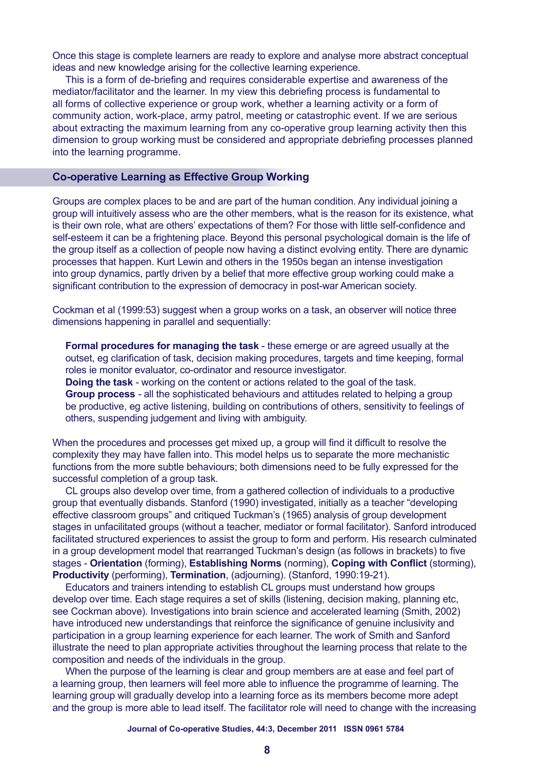Once this stage is complete learners are ready to explore and analyse more abstract conceptual ideas and new knowledge arising for the collective learning experience.

This is a form of de-briefing and requires considerable expertise and awareness of the mediator/facilitator and the learner. In my view this debriefing process is fundamental to all forms of collective experience or group work, whether a learning activity or a form of community action, work-place, army patrol, meeting or catastrophic event. If we are serious about extracting the maximum learning from any co-operative group learning activity then this dimension to group working must be considered and appropriate debriefing processes planned into the learning programme.

## Co-operative Learning as Effective Group Working

Groups are complex places to be and are part of the human condition. Any individual joining a group will intuitively assess who are the other members, what is the reason for its existence, what is their own role, what are others' expectations of them? For those with little self-confidence and self-esteem it can be a frightening place. Beyond this personal psychological domain is the life of the group itself as a collection of people now having a distinct evolving entity. There are dynamic processes that happen. Kurt Lewin and others in the 1950s began an intense investigation into group dynamics, partly driven by a belief that more effective group working could make a significant contribution to the expression of democracy in post-war American society.

Cockman et al (1999:53) suggest when a group works on a task, an observer will notice three dimensions happening in parallel and sequentially:

> **Formal procedures for managing the task** - these emerge or are agreed usually at the outset, eg clarification of task, decision making procedures, targets and time keeping, formal roles ie monitor evaluator, co-ordinator and resource investigator.
> **Doing the task** - working on the content or actions related to the goal of the task.
> **Group process** - all the sophisticated behaviours and attitudes related to helping a group be productive, eg active listening, building on contributions of others, sensitivity to feelings of others, suspending judgement and living with ambiguity.

When the procedures and processes get mixed up, a group will find it difficult to resolve the complexity they may have fallen into. This model helps us to separate the more mechanistic functions from the more subtle behaviours; both dimensions need to be fully expressed for the successful completion of a group task.

CL groups also develop over time, from a gathered collection of individuals to a productive group that eventually disbands. Stanford (1990) investigated, initially as a teacher "developing effective classroom groups" and critiqued Tuckman's (1965) analysis of group development stages in unfacilitated groups (without a teacher, mediator or formal facilitator). Sanford introduced facilitated structured experiences to assist the group to form and perform. His research culminated in a group development model that rearranged Tuckman's design (as follows in brackets) to five stages - **Orientation** (forming), **Establishing Norms** (norming), **Coping with Conflict** (storming), **Productivity** (performing), **Termination**, (adjourning). (Stanford, 1990:19-21).

Educators and trainers intending to establish CL groups must understand how groups develop over time. Each stage requires a set of skills (listening, decision making, planning etc, see Cockman above). Investigations into brain science and accelerated learning (Smith, 2002) have introduced new understandings that reinforce the significance of genuine inclusivity and participation in a group learning experience for each learner. The work of Smith and Sanford illustrate the need to plan appropriate activities throughout the learning process that relate to the composition and needs of the individuals in the group.

When the purpose of the learning is clear and group members are at ease and feel part of a learning group, then learners will feel more able to influence the programme of learning. The learning group will gradually develop into a learning force as its members become more adept and the group is more able to lead itself. The facilitator role will need to change with the increasing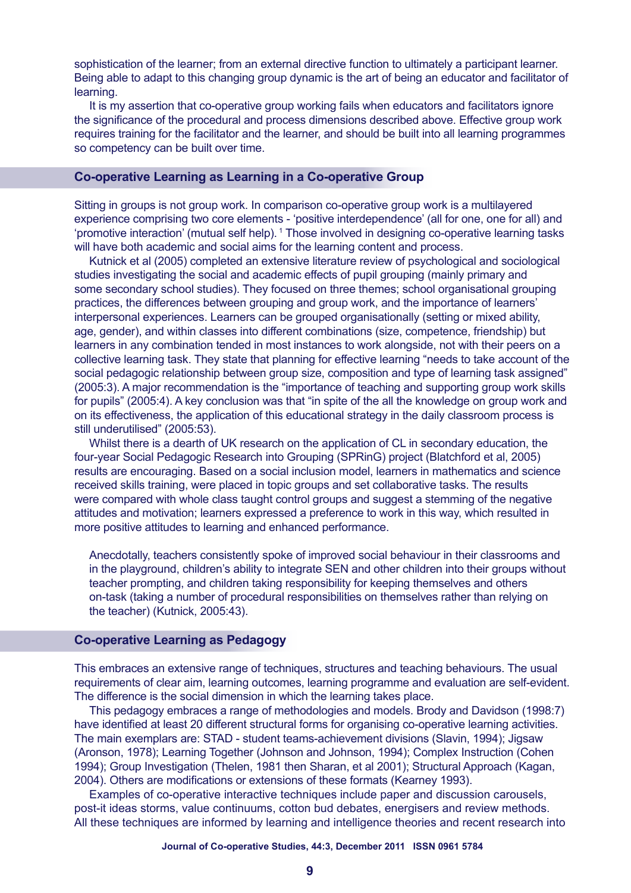sophistication of the learner; from an external directive function to ultimately a participant learner. Being able to adapt to this changing group dynamic is the art of being an educator and facilitator of learning.

It is my assertion that co-operative group working fails when educators and facilitators ignore the significance of the procedural and process dimensions described above. Effective group work requires training for the facilitator and the learner, and should be built into all learning programmes so competency can be built over time.

## Co-operative Learning as Learning in a Co-operative Group

Sitting in groups is not group work. In comparison co-operative group work is a multilayered experience comprising two core elements - 'positive interdependence' (all for one, one for all) and 'promotive interaction' (mutual self help). [1] Those involved in designing co-operative learning tasks will have both academic and social aims for the learning content and process.

Kutnick et al (2005) completed an extensive literature review of psychological and sociological studies investigating the social and academic effects of pupil grouping (mainly primary and some secondary school studies). They focused on three themes; school organisational grouping practices, the differences between grouping and group work, and the importance of learners' interpersonal experiences. Learners can be grouped organisationally (setting or mixed ability, age, gender), and within classes into different combinations (size, competence, friendship) but learners in any combination tended in most instances to work alongside, not with their peers on a collective learning task. They state that planning for effective learning "needs to take account of the social pedagogic relationship between group size, composition and type of learning task assigned" (2005:3). A major recommendation is the "importance of teaching and supporting group work skills for pupils" (2005:4). A key conclusion was that "in spite of the all the knowledge on group work and on its effectiveness, the application of this educational strategy in the daily classroom process is still underutilised" (2005:53).

Whilst there is a dearth of UK research on the application of CL in secondary education, the four-year Social Pedagogic Research into Grouping (SPRinG) project (Blatchford et al, 2005) results are encouraging. Based on a social inclusion model, learners in mathematics and science received skills training, were placed in topic groups and set collaborative tasks. The results were compared with whole class taught control groups and suggest a stemming of the negative attitudes and motivation; learners expressed a preference to work in this way, which resulted in more positive attitudes to learning and enhanced performance.

> Anecdotally, teachers consistently spoke of improved social behaviour in their classrooms and in the playground, children's ability to integrate SEN and other children into their groups without teacher prompting, and children taking responsibility for keeping themselves and others on-task (taking a number of procedural responsibilities on themselves rather than relying on the teacher) (Kutnick, 2005:43).

## Co-operative Learning as Pedagogy

This embraces an extensive range of techniques, structures and teaching behaviours. The usual requirements of clear aim, learning outcomes, learning programme and evaluation are self-evident. The difference is the social dimension in which the learning takes place.

This pedagogy embraces a range of methodologies and models. Brody and Davidson (1998:7) have identified at least 20 different structural forms for organising co-operative learning activities. The main exemplars are: STAD - student teams-achievement divisions (Slavin, 1994); Jigsaw (Aronson, 1978); Learning Together (Johnson and Johnson, 1994); Complex Instruction (Cohen 1994); Group Investigation (Thelen, 1981 then Sharan, et al 2001); Structural Approach (Kagan, 2004). Others are modifications or extensions of these formats (Kearney 1993).

Examples of co-operative interactive techniques include paper and discussion carousels, post-it ideas storms, value continuums, cotton bud debates, energisers and review methods. All these techniques are informed by learning and intelligence theories and recent research into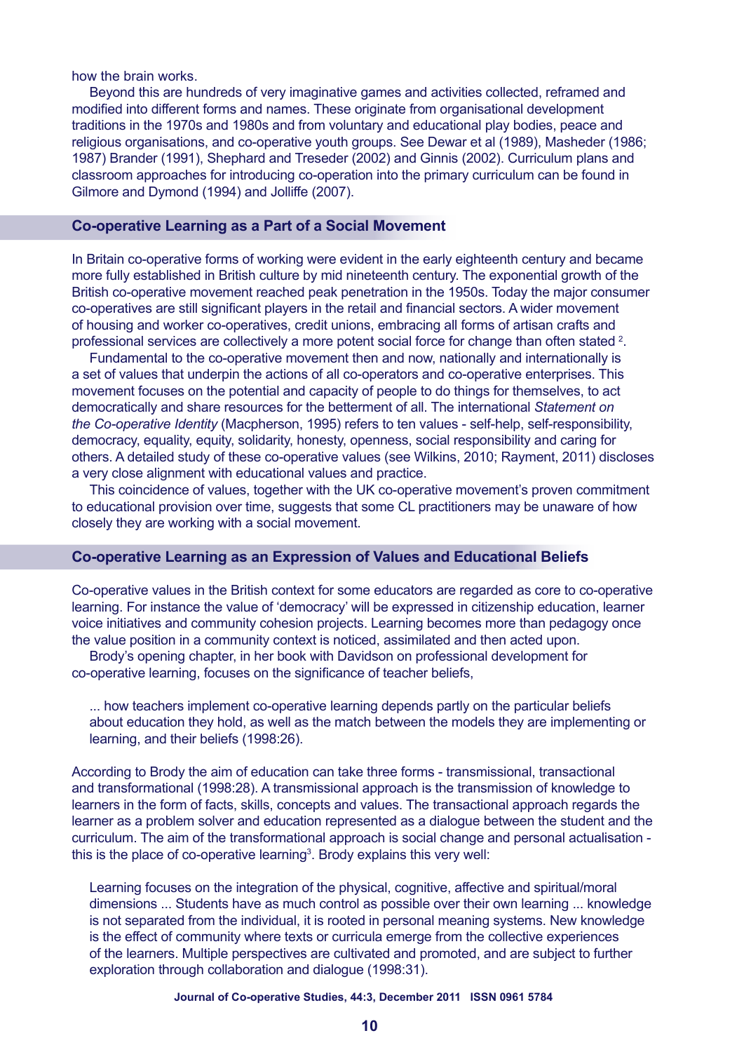how the brain works.

Beyond this are hundreds of very imaginative games and activities collected, reframed and modified into different forms and names. These originate from organisational development traditions in the 1970s and 1980s and from voluntary and educational play bodies, peace and religious organisations, and co-operative youth groups. See Dewar et al (1989), Masheder (1986; 1987) Brander (1991), Shephard and Treseder (2002) and Ginnis (2002). Curriculum plans and classroom approaches for introducing co-operation into the primary curriculum can be found in Gilmore and Dymond (1994) and Jolliffe (2007).

## Co-operative Learning as a Part of a Social Movement

In Britain co-operative forms of working were evident in the early eighteenth century and became more fully established in British culture by mid nineteenth century. The exponential growth of the British co-operative movement reached peak penetration in the 1950s. Today the major consumer co-operatives are still significant players in the retail and financial sectors. A wider movement of housing and worker co-operatives, credit unions, embracing all forms of artisan crafts and professional services are collectively a more potent social force for change than often stated [2].

Fundamental to the co-operative movement then and now, nationally and internationally is a set of values that underpin the actions of all co-operators and co-operative enterprises. This movement focuses on the potential and capacity of people to do things for themselves, to act democratically and share resources for the betterment of all. The international *Statement on the Co-operative Identity* (Macpherson, 1995) refers to ten values - self-help, self-responsibility, democracy, equality, equity, solidarity, honesty, openness, social responsibility and caring for others. A detailed study of these co-operative values (see Wilkins, 2010; Rayment, 2011) discloses a very close alignment with educational values and practice.

This coincidence of values, together with the UK co-operative movement's proven commitment to educational provision over time, suggests that some CL practitioners may be unaware of how closely they are working with a social movement.

## Co-operative Learning as an Expression of Values and Educational Beliefs

Co-operative values in the British context for some educators are regarded as core to co-operative learning. For instance the value of 'democracy' will be expressed in citizenship education, learner voice initiatives and community cohesion projects. Learning becomes more than pedagogy once the value position in a community context is noticed, assimilated and then acted upon.

Brody's opening chapter, in her book with Davidson on professional development for co-operative learning, focuses on the significance of teacher beliefs,

> ... how teachers implement co-operative learning depends partly on the particular beliefs about education they hold, as well as the match between the models they are implementing or learning, and their beliefs (1998:26).

According to Brody the aim of education can take three forms - transmissional, transactional and transformational (1998:28). A transmissional approach is the transmission of knowledge to learners in the form of facts, skills, concepts and values. The transactional approach regards the learner as a problem solver and education represented as a dialogue between the student and the curriculum. The aim of the transformational approach is social change and personal actualisation - this is the place of co-operative learning[3]. Brody explains this very well:

> Learning focuses on the integration of the physical, cognitive, affective and spiritual/moral dimensions ... Students have as much control as possible over their own learning ... knowledge is not separated from the individual, it is rooted in personal meaning systems. New knowledge is the effect of community where texts or curricula emerge from the collective experiences of the learners. Multiple perspectives are cultivated and promoted, and are subject to further exploration through collaboration and dialogue (1998:31).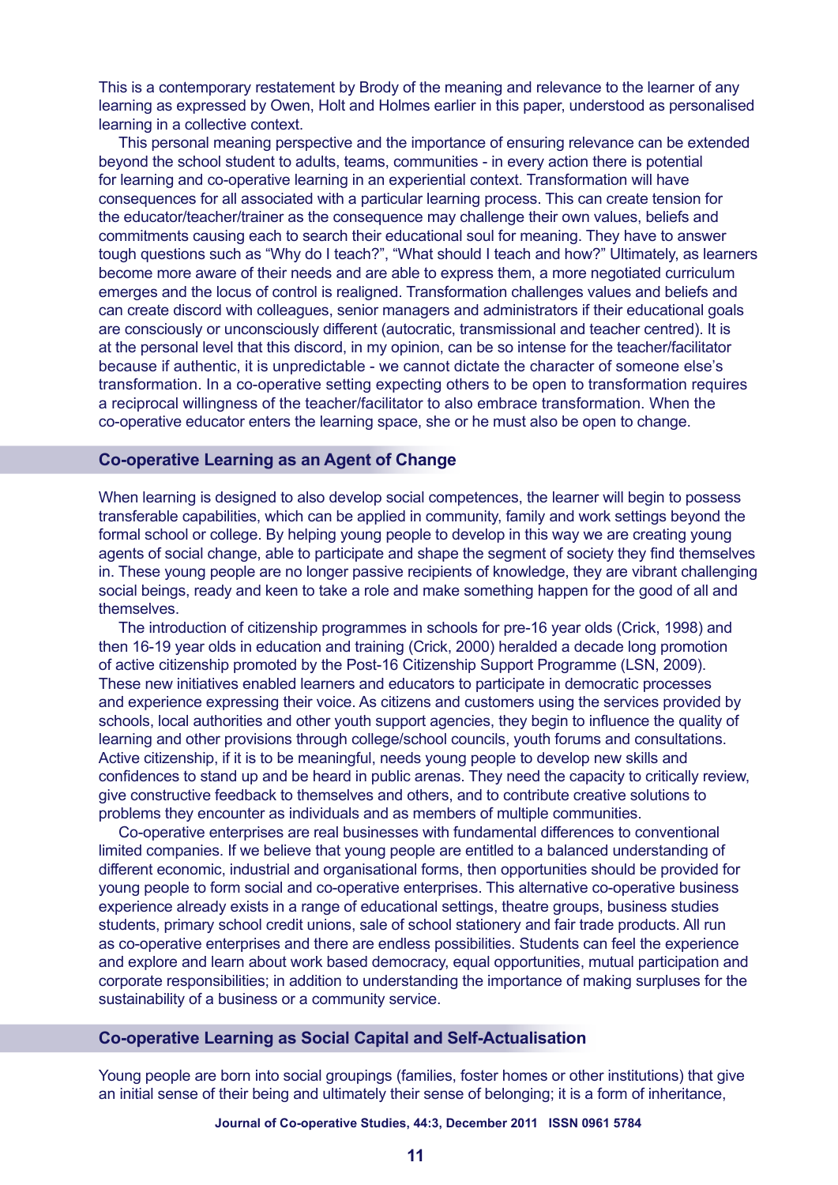This is a contemporary restatement by Brody of the meaning and relevance to the learner of any learning as expressed by Owen, Holt and Holmes earlier in this paper, understood as personalised learning in a collective context.

This personal meaning perspective and the importance of ensuring relevance can be extended beyond the school student to adults, teams, communities - in every action there is potential for learning and co-operative learning in an experiential context. Transformation will have consequences for all associated with a particular learning process. This can create tension for the educator/teacher/trainer as the consequence may challenge their own values, beliefs and commitments causing each to search their educational soul for meaning. They have to answer tough questions such as "Why do I teach?", "What should I teach and how?" Ultimately, as learners become more aware of their needs and are able to express them, a more negotiated curriculum emerges and the locus of control is realigned. Transformation challenges values and beliefs and can create discord with colleagues, senior managers and administrators if their educational goals are consciously or unconsciously different (autocratic, transmissional and teacher centred). It is at the personal level that this discord, in my opinion, can be so intense for the teacher/facilitator because if authentic, it is unpredictable - we cannot dictate the character of someone else's transformation. In a co-operative setting expecting others to be open to transformation requires a reciprocal willingness of the teacher/facilitator to also embrace transformation. When the co-operative educator enters the learning space, she or he must also be open to change.

## Co-operative Learning as an Agent of Change

When learning is designed to also develop social competences, the learner will begin to possess transferable capabilities, which can be applied in community, family and work settings beyond the formal school or college. By helping young people to develop in this way we are creating young agents of social change, able to participate and shape the segment of society they find themselves in. These young people are no longer passive recipients of knowledge, they are vibrant challenging social beings, ready and keen to take a role and make something happen for the good of all and themselves.

The introduction of citizenship programmes in schools for pre-16 year olds (Crick, 1998) and then 16-19 year olds in education and training (Crick, 2000) heralded a decade long promotion of active citizenship promoted by the Post-16 Citizenship Support Programme (LSN, 2009). These new initiatives enabled learners and educators to participate in democratic processes and experience expressing their voice. As citizens and customers using the services provided by schools, local authorities and other youth support agencies, they begin to influence the quality of learning and other provisions through college/school councils, youth forums and consultations. Active citizenship, if it is to be meaningful, needs young people to develop new skills and confidences to stand up and be heard in public arenas. They need the capacity to critically review, give constructive feedback to themselves and others, and to contribute creative solutions to problems they encounter as individuals and as members of multiple communities.

Co-operative enterprises are real businesses with fundamental differences to conventional limited companies. If we believe that young people are entitled to a balanced understanding of different economic, industrial and organisational forms, then opportunities should be provided for young people to form social and co-operative enterprises. This alternative co-operative business experience already exists in a range of educational settings, theatre groups, business studies students, primary school credit unions, sale of school stationery and fair trade products. All run as co-operative enterprises and there are endless possibilities. Students can feel the experience and explore and learn about work based democracy, equal opportunities, mutual participation and corporate responsibilities; in addition to understanding the importance of making surpluses for the sustainability of a business or a community service.

## Co-operative Learning as Social Capital and Self-Actualisation

Young people are born into social groupings (families, foster homes or other institutions) that give an initial sense of their being and ultimately their sense of belonging; it is a form of inheritance,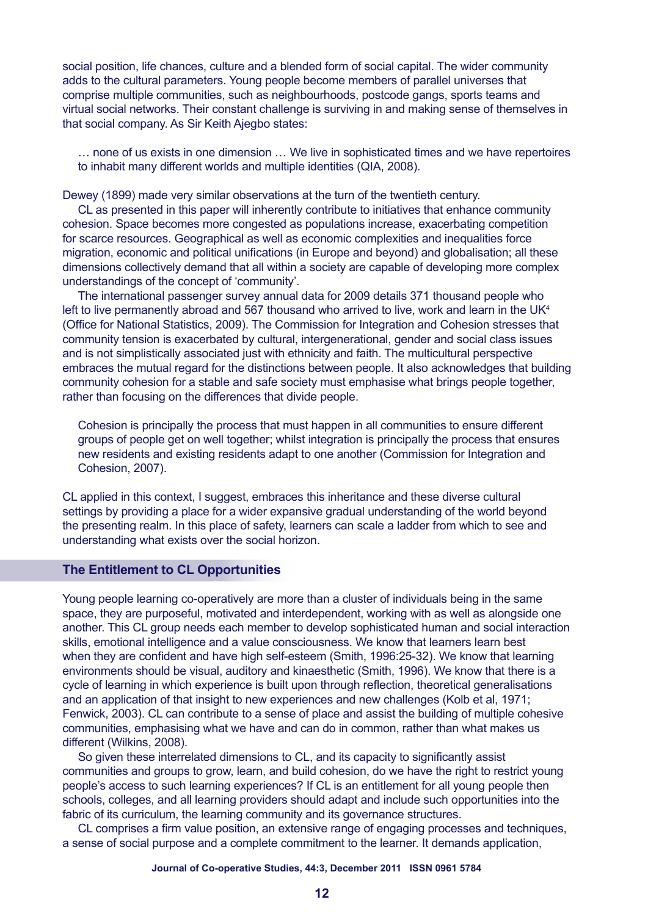social position, life chances, culture and a blended form of social capital. The wider community adds to the cultural parameters. Young people become members of parallel universes that comprise multiple communities, such as neighbourhoods, postcode gangs, sports teams and virtual social networks. Their constant challenge is surviving in and making sense of themselves in that social company. As Sir Keith Ajegbo states:

> … none of us exists in one dimension … We live in sophisticated times and we have repertoires to inhabit many different worlds and multiple identities (QIA, 2008).

Dewey (1899) made very similar observations at the turn of the twentieth century.

CL as presented in this paper will inherently contribute to initiatives that enhance community cohesion. Space becomes more congested as populations increase, exacerbating competition for scarce resources. Geographical as well as economic complexities and inequalities force migration, economic and political unifications (in Europe and beyond) and globalisation; all these dimensions collectively demand that all within a society are capable of developing more complex understandings of the concept of 'community'.

The international passenger survey annual data for 2009 details 371 thousand people who left to live permanently abroad and 567 thousand who arrived to live, work and learn in the UK[4] (Office for National Statistics, 2009). The Commission for Integration and Cohesion stresses that community tension is exacerbated by cultural, intergenerational, gender and social class issues and is not simplistically associated just with ethnicity and faith. The multicultural perspective embraces the mutual regard for the distinctions between people. It also acknowledges that building community cohesion for a stable and safe society must emphasise what brings people together, rather than focusing on the differences that divide people.

> Cohesion is principally the process that must happen in all communities to ensure different groups of people get on well together; whilst integration is principally the process that ensures new residents and existing residents adapt to one another (Commission for Integration and Cohesion, 2007).

CL applied in this context, I suggest, embraces this inheritance and these diverse cultural settings by providing a place for a wider expansive gradual understanding of the world beyond the presenting realm. In this place of safety, learners can scale a ladder from which to see and understanding what exists over the social horizon.

## The Entitlement to CL Opportunities

Young people learning co-operatively are more than a cluster of individuals being in the same space, they are purposeful, motivated and interdependent, working with as well as alongside one another. This CL group needs each member to develop sophisticated human and social interaction skills, emotional intelligence and a value consciousness. We know that learners learn best when they are confident and have high self-esteem (Smith, 1996:25-32). We know that learning environments should be visual, auditory and kinaesthetic (Smith, 1996). We know that there is a cycle of learning in which experience is built upon through reflection, theoretical generalisations and an application of that insight to new experiences and new challenges (Kolb et al, 1971; Fenwick, 2003). CL can contribute to a sense of place and assist the building of multiple cohesive communities, emphasising what we have and can do in common, rather than what makes us different (Wilkins, 2008).

So given these interrelated dimensions to CL, and its capacity to significantly assist communities and groups to grow, learn, and build cohesion, do we have the right to restrict young people's access to such learning experiences? If CL is an entitlement for all young people then schools, colleges, and all learning providers should adapt and include such opportunities into the fabric of its curriculum, the learning community and its governance structures.

CL comprises a firm value position, an extensive range of engaging processes and techniques, a sense of social purpose and a complete commitment to the learner. It demands application,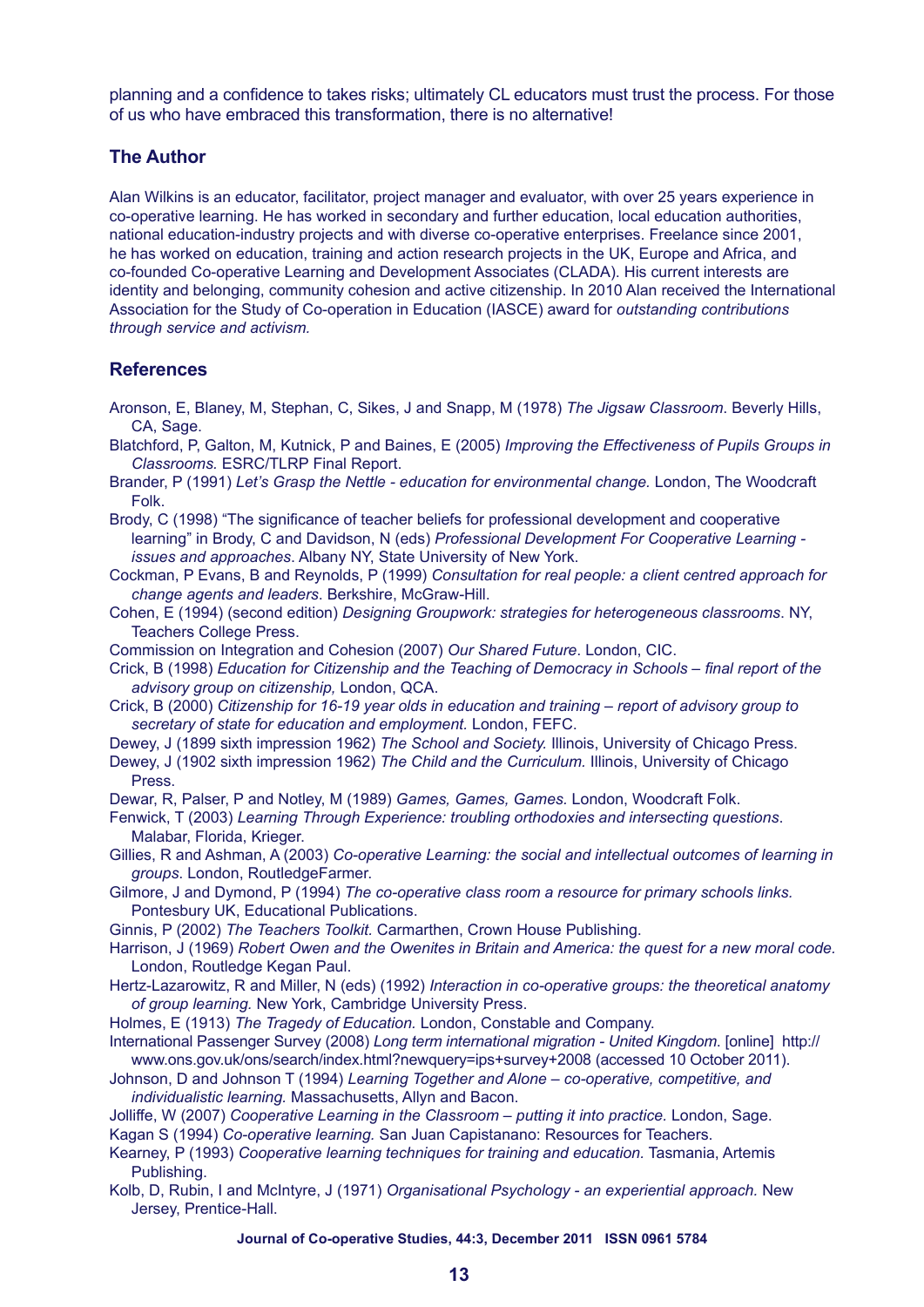planning and a confidence to takes risks; ultimately CL educators must trust the process. For those of us who have embraced this transformation, there is no alternative!

## The Author

Alan Wilkins is an educator, facilitator, project manager and evaluator, with over 25 years experience in co-operative learning. He has worked in secondary and further education, local education authorities, national education-industry projects and with diverse co-operative enterprises. Freelance since 2001, he has worked on education, training and action research projects in the UK, Europe and Africa, and co-founded Co-operative Learning and Development Associates (CLADA). His current interests are identity and belonging, community cohesion and active citizenship. In 2010 Alan received the International Association for the Study of Co-operation in Education (IASCE) award for *outstanding contributions through service and activism.*

## References

Aronson, E, Blaney, M, Stephan, C, Sikes, J and Snapp, M (1978) *The Jigsaw Classroom*. Beverly Hills, CA, Sage.

Blatchford, P, Galton, M, Kutnick, P and Baines, E (2005) *Improving the Effectiveness of Pupils Groups in Classrooms.* ESRC/TLRP Final Report.

Brander, P (1991) *Let's Grasp the Nettle - education for environmental change.* London, The Woodcraft Folk.

Brody, C (1998) "The significance of teacher beliefs for professional development and cooperative learning" in Brody, C and Davidson, N (eds) *Professional Development For Cooperative Learning - issues and approaches*. Albany NY, State University of New York.

Cockman, P Evans, B and Reynolds, P (1999) *Consultation for real people: a client centred approach for change agents and leaders*. Berkshire, McGraw-Hill.

Cohen, E (1994) (second edition) *Designing Groupwork: strategies for heterogeneous classrooms*. NY, Teachers College Press.

Commission on Integration and Cohesion (2007) *Our Shared Future*. London, CIC.

Crick, B (1998) *Education for Citizenship and the Teaching of Democracy in Schools – final report of the advisory group on citizenship,* London, QCA.

Crick, B (2000) *Citizenship for 16-19 year olds in education and training – report of advisory group to secretary of state for education and employment.* London, FEFC.

Dewey, J (1899 sixth impression 1962) *The School and Society.* Illinois, University of Chicago Press.

Dewey, J (1902 sixth impression 1962) *The Child and the Curriculum.* Illinois, University of Chicago Press.

Dewar, R, Palser, P and Notley, M (1989) *Games, Games, Games.* London, Woodcraft Folk.

Fenwick, T (2003) *Learning Through Experience: troubling orthodoxies and intersecting questions*. Malabar, Florida, Krieger.

Gillies, R and Ashman, A (2003) *Co-operative Learning: the social and intellectual outcomes of learning in groups*. London, RoutledgeFarmer.

Gilmore, J and Dymond, P (1994) *The co-operative class room a resource for primary schools links.* Pontesbury UK, Educational Publications.

Ginnis, P (2002) *The Teachers Toolkit.* Carmarthen, Crown House Publishing.

Harrison, J (1969) *Robert Owen and the Owenites in Britain and America: the quest for a new moral code.* London, Routledge Kegan Paul.

Hertz-Lazarowitz, R and Miller, N (eds) (1992) *Interaction in co-operative groups: the theoretical anatomy of group learning.* New York, Cambridge University Press.

Holmes, E (1913) *The Tragedy of Education.* London, Constable and Company.

International Passenger Survey (2008) *Long term international migration - United Kingdom*. [online] http://www.ons.gov.uk/ons/search/index.html?newquery=ips+survey+2008 (accessed 10 October 2011).

Johnson, D and Johnson T (1994) *Learning Together and Alone – co-operative, competitive, and individualistic learning.* Massachusetts, Allyn and Bacon.

Jolliffe, W (2007) *Cooperative Learning in the Classroom – putting it into practice.* London, Sage.

Kagan S (1994) *Co-operative learning.* San Juan Capistanano: Resources for Teachers.

Kearney, P (1993) *Cooperative learning techniques for training and education.* Tasmania, Artemis Publishing.

Kolb, D, Rubin, I and McIntyre, J (1971) *Organisational Psychology - an experiential approach.* New Jersey, Prentice-Hall.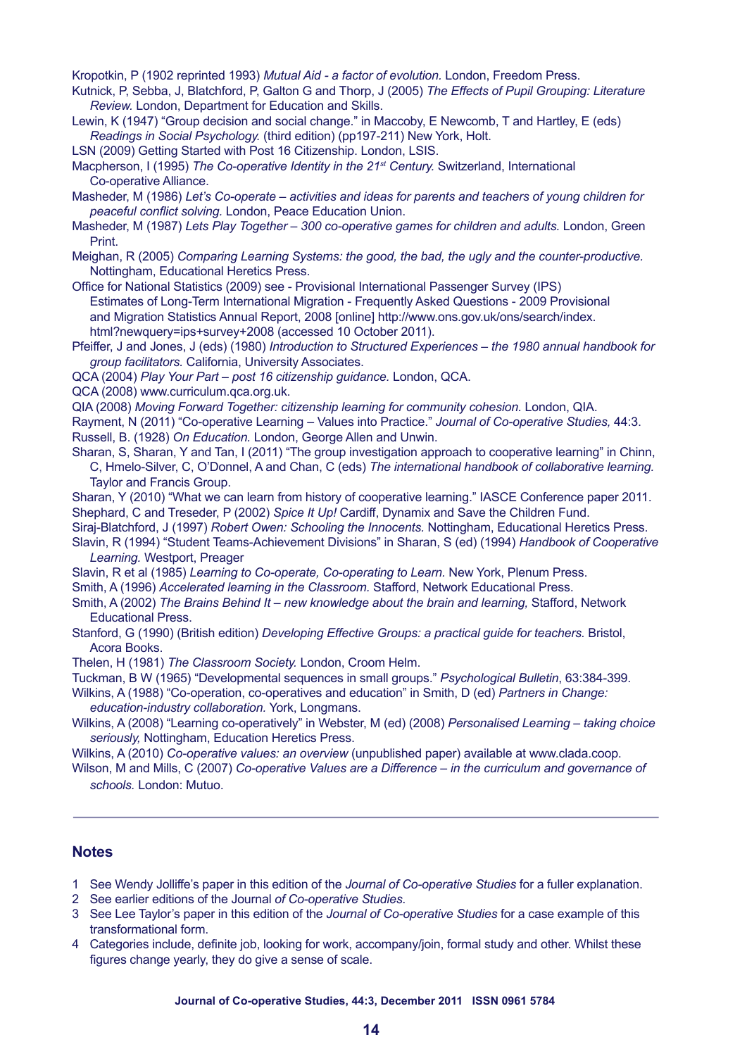Kropotkin, P (1902 reprinted 1993) *Mutual Aid - a factor of evolution.* London, Freedom Press.

Kutnick, P, Sebba, J, Blatchford, P, Galton G and Thorp, J (2005) *The Effects of Pupil Grouping: Literature Review.* London, Department for Education and Skills.

Lewin, K (1947) "Group decision and social change." in Maccoby, E Newcomb, T and Hartley, E (eds) *Readings in Social Psychology.* (third edition) (pp197-211) New York, Holt.

LSN (2009) Getting Started with Post 16 Citizenship. London, LSIS.

Macpherson, I (1995) *The Co-operative Identity in the 21st Century.* Switzerland, International Co-operative Alliance.

Masheder, M (1986) *Let's Co-operate – activities and ideas for parents and teachers of young children for peaceful conflict solving.* London, Peace Education Union.

Masheder, M (1987) *Lets Play Together – 300 co-operative games for children and adults.* London, Green Print.

Meighan, R (2005) *Comparing Learning Systems: the good, the bad, the ugly and the counter-productive.* Nottingham, Educational Heretics Press.

Office for National Statistics (2009) see - Provisional International Passenger Survey (IPS) Estimates of Long-Term International Migration - Frequently Asked Questions - 2009 Provisional and Migration Statistics Annual Report, 2008 [online] http://www.ons.gov.uk/ons/search/index.html?newquery=ips+survey+2008 (accessed 10 October 2011).

Pfeiffer, J and Jones, J (eds) (1980) *Introduction to Structured Experiences – the 1980 annual handbook for group facilitators.* California, University Associates.

QCA (2004) *Play Your Part – post 16 citizenship guidance.* London, QCA.

QCA (2008) www.curriculum.qca.org.uk.

QIA (2008) *Moving Forward Together: citizenship learning for community cohesion.* London, QIA.

Rayment, N (2011) "Co-operative Learning – Values into Practice." *Journal of Co-operative Studies,* 44:3.

Russell, B. (1928) *On Education.* London, George Allen and Unwin.

Sharan, S, Sharan, Y and Tan, I (2011) "The group investigation approach to cooperative learning" in Chinn, C, Hmelo-Silver, C, O'Donnel, A and Chan, C (eds) *The international handbook of collaborative learning.* Taylor and Francis Group.

Sharan, Y (2010) "What we can learn from history of cooperative learning." IASCE Conference paper 2011.

Shephard, C and Treseder, P (2002) *Spice It Up!* Cardiff, Dynamix and Save the Children Fund.

Siraj-Blatchford, J (1997) *Robert Owen: Schooling the Innocents.* Nottingham, Educational Heretics Press.

Slavin, R (1994) "Student Teams-Achievement Divisions" in Sharan, S (ed) (1994) *Handbook of Cooperative Learning.* Westport, Preager

Slavin, R et al (1985) *Learning to Co-operate, Co-operating to Learn.* New York, Plenum Press.

Smith, A (1996) *Accelerated learning in the Classroom.* Stafford, Network Educational Press.

Smith, A (2002) *The Brains Behind It – new knowledge about the brain and learning,* Stafford, Network Educational Press.

Stanford, G (1990) (British edition) *Developing Effective Groups: a practical guide for teachers.* Bristol, Acora Books.

Thelen, H (1981) *The Classroom Society.* London, Croom Helm.

Tuckman, B W (1965) "Developmental sequences in small groups." *Psychological Bulletin*, 63:384-399.

Wilkins, A (1988) "Co-operation, co-operatives and education" in Smith, D (ed) *Partners in Change: education-industry collaboration.* York, Longmans.

Wilkins, A (2008) "Learning co-operatively" in Webster, M (ed) (2008) *Personalised Learning – taking choice seriously,* Nottingham, Education Heretics Press.

Wilkins, A (2010) *Co-operative values: an overview* (unpublished paper) available at www.clada.coop.

Wilson, M and Mills, C (2007) *Co-operative Values are a Difference – in the curriculum and governance of schools.* London: Mutuo.

---

## Notes

1. See Wendy Jolliffe's paper in this edition of the *Journal of Co-operative Studies* for a fuller explanation.
2. See earlier editions of the Journal *of Co-operative Studies*.
3. See Lee Taylor's paper in this edition of the *Journal of Co-operative Studies* for a case example of this transformational form.
4. Categories include, definite job, looking for work, accompany/join, formal study and other. Whilst these figures change yearly, they do give a sense of scale.